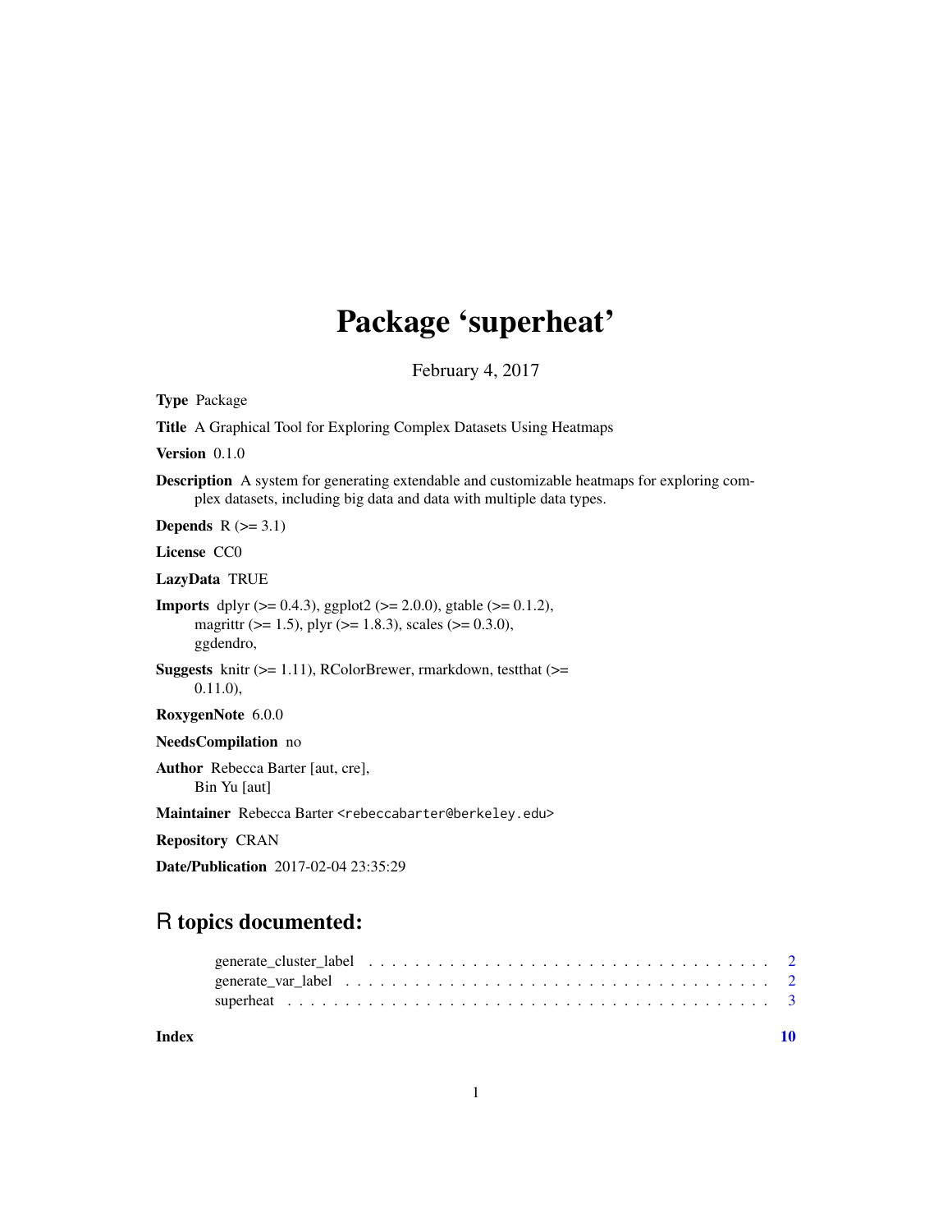# Package 'superheat'

February 4, 2017

**Type** Package

**Title** A Graphical Tool for Exploring Complex Datasets Using Heatmaps

**Version** 0.1.0

**Description** A system for generating extendable and customizable heatmaps for exploring complex datasets, including big data and data with multiple data types.

**Depends** R (>= 3.1)

**License** CC0

**LazyData** TRUE

**Imports** dplyr (>= 0.4.3), ggplot2 (>= 2.0.0), gtable (>= 0.1.2), magrittr (>= 1.5), plyr (>= 1.8.3), scales (>= 0.3.0), ggdendro,

**Suggests** knitr (>= 1.11), RColorBrewer, rmarkdown, testthat (>= 0.11.0),

**RoxygenNote** 6.0.0

**NeedsCompilation** no

**Author** Rebecca Barter [aut, cre], Bin Yu [aut]

**Maintainer** Rebecca Barter <rebeccabarter@berkeley.edu>

**Repository** CRAN

**Date/Publication** 2017-02-04 23:35:29

## R topics documented:

- generate_cluster_label . . . . . . . . . . . . . . . . . . . . . . . . . . . . . . . . . . 2
- generate_var_label . . . . . . . . . . . . . . . . . . . . . . . . . . . . . . . . . . . . 2
- superheat . . . . . . . . . . . . . . . . . . . . . . . . . . . . . . . . . . . . . . . . . 3

**Index** 10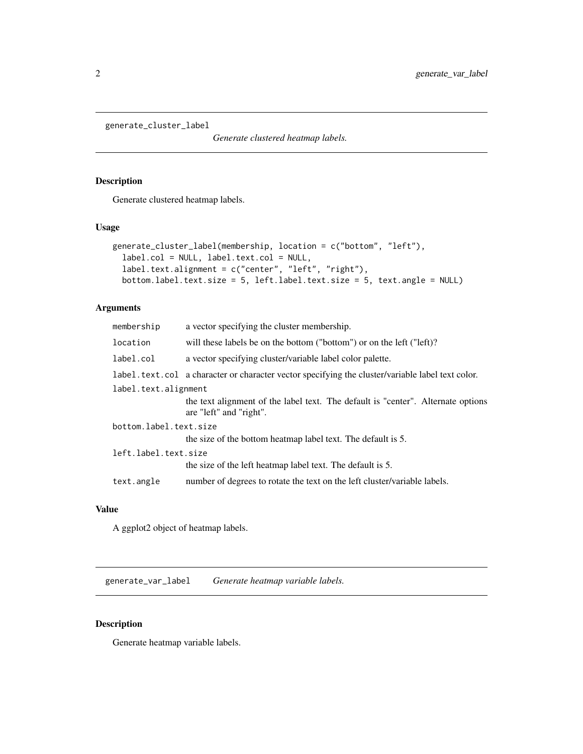## generate_cluster_label

*Generate clustered heatmap labels.*

### Description

Generate clustered heatmap labels.

### Usage

```
generate_cluster_label(membership, location = c("bottom", "left"),
  label.col = NULL, label.text.col = NULL,
  label.text.alignment = c("center", "left", "right"),
  bottom.label.text.size = 5, left.label.text.size = 5, text.angle = NULL)
```

### Arguments

| | |
|---|---|
| `membership` | a vector specifying the cluster membership. |
| `location` | will these labels be on the bottom ("bottom") or on the left ("left")? |
| `label.col` | a vector specifying cluster/variable label color palette. |
| `label.text.col` | a character or character vector specifying the cluster/variable label text color. |
| `label.text.alignment` | the text alignment of the label text. The default is "center". Alternate options are "left" and "right". |
| `bottom.label.text.size` | the size of the bottom heatmap label text. The default is 5. |
| `left.label.text.size` | the size of the left heatmap label text. The default is 5. |
| `text.angle` | number of degrees to rotate the text on the left cluster/variable labels. |

### Value

A ggplot2 object of heatmap labels.

## generate_var_label

*Generate heatmap variable labels.*

### Description

Generate heatmap variable labels.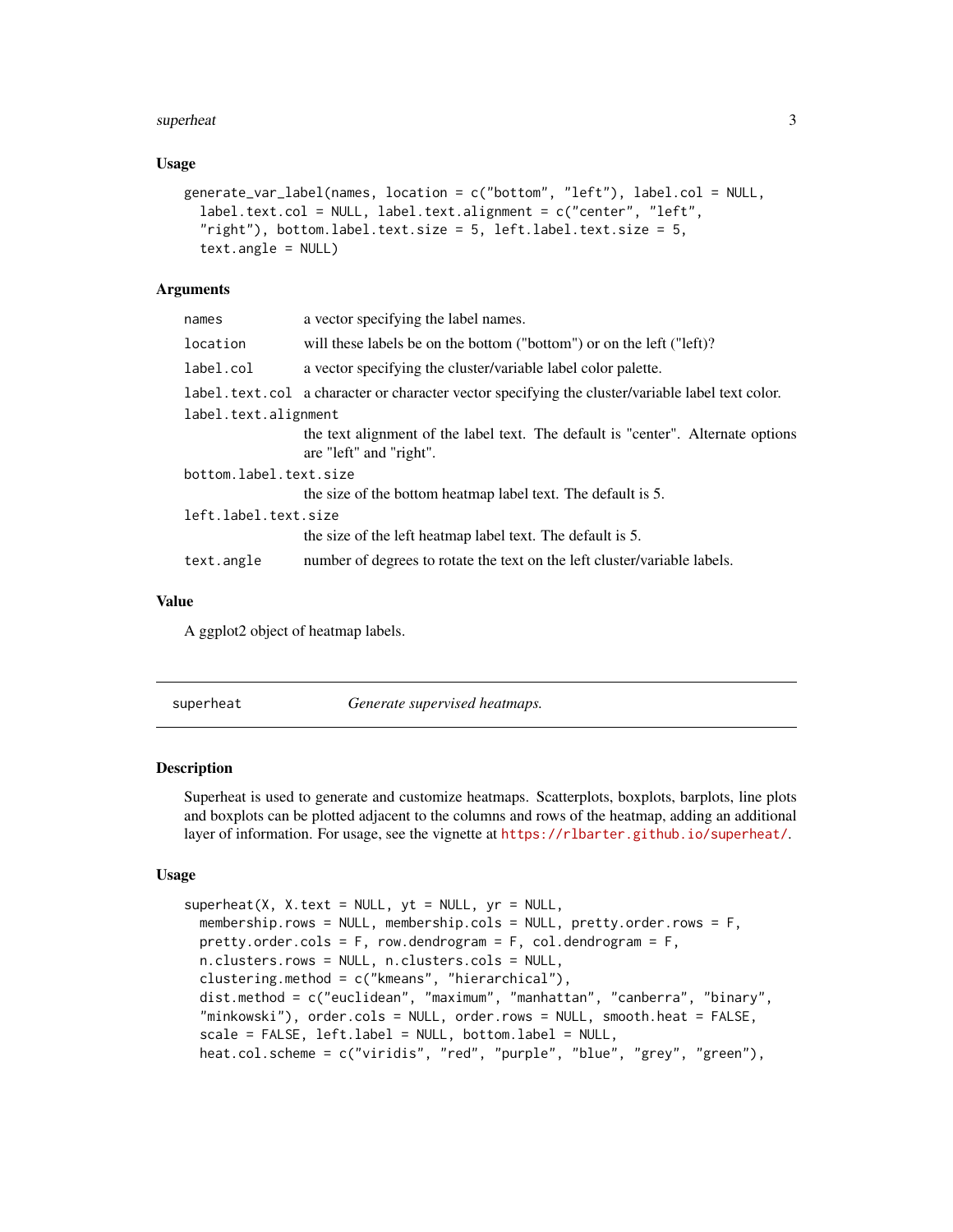## Usage

```
generate_var_label(names, location = c("bottom", "left"), label.col = NULL,
  label.text.col = NULL, label.text.alignment = c("center", "left",
  "right"), bottom.label.text.size = 5, left.label.text.size = 5,
  text.angle = NULL)
```

## Arguments

| Argument | Description |
|---|---|
| `names` | a vector specifying the label names. |
| `location` | will these labels be on the bottom ("bottom") or on the left ("left")? |
| `label.col` | a vector specifying the cluster/variable label color palette. |
| `label.text.col` | a character or character vector specifying the cluster/variable label text color. |
| `label.text.alignment` | the text alignment of the label text. The default is "center". Alternate options are "left" and "right". |
| `bottom.label.text.size` | the size of the bottom heatmap label text. The default is 5. |
| `left.label.text.size` | the size of the left heatmap label text. The default is 5. |
| `text.angle` | number of degrees to rotate the text on the left cluster/variable labels. |

## Value

A ggplot2 object of heatmap labels.

---

# superheat — *Generate supervised heatmaps.*

---

## Description

Superheat is used to generate and customize heatmaps. Scatterplots, boxplots, barplots, line plots and boxplots can be plotted adjacent to the columns and rows of the heatmap, adding an additional layer of information. For usage, see the vignette at https://rlbarter.github.io/superheat/.

## Usage

```
superheat(X, X.text = NULL, yt = NULL, yr = NULL,
  membership.rows = NULL, membership.cols = NULL, pretty.order.rows = F,
  pretty.order.cols = F, row.dendrogram = F, col.dendrogram = F,
  n.clusters.rows = NULL, n.clusters.cols = NULL,
  clustering.method = c("kmeans", "hierarchical"),
  dist.method = c("euclidean", "maximum", "manhattan", "canberra", "binary",
  "minkowski"), order.cols = NULL, order.rows = NULL, smooth.heat = FALSE,
  scale = FALSE, left.label = NULL, bottom.label = NULL,
  heat.col.scheme = c("viridis", "red", "purple", "blue", "grey", "green"),
```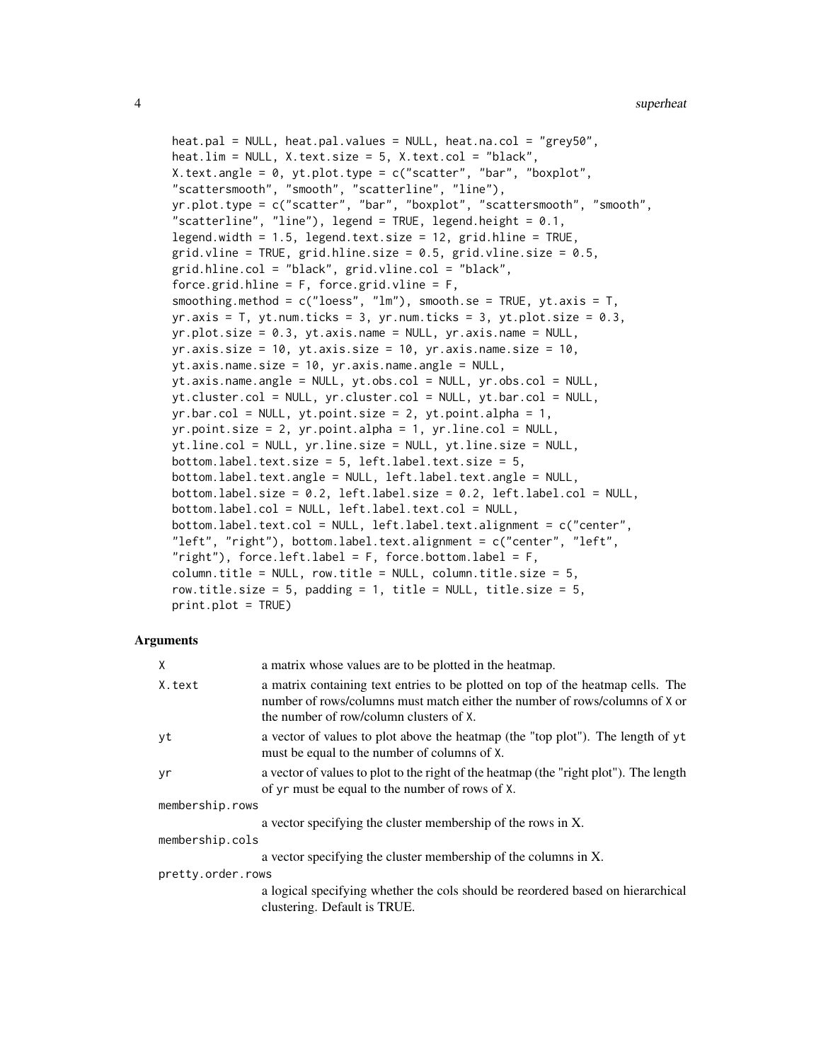```
  heat.pal = NULL, heat.pal.values = NULL, heat.na.col = "grey50",
  heat.lim = NULL, X.text.size = 5, X.text.col = "black",
  X.text.angle = 0, yt.plot.type = c("scatter", "bar", "boxplot",
  "scattersmooth", "smooth", "scatterline", "line"),
  yr.plot.type = c("scatter", "bar", "boxplot", "scattersmooth", "smooth",
  "scatterline", "line"), legend = TRUE, legend.height = 0.1,
  legend.width = 1.5, legend.text.size = 12, grid.hline = TRUE,
  grid.vline = TRUE, grid.hline.size = 0.5, grid.vline.size = 0.5,
  grid.hline.col = "black", grid.vline.col = "black",
  force.grid.hline = F, force.grid.vline = F,
  smoothing.method = c("loess", "lm"), smooth.se = TRUE, yt.axis = T,
  yr.axis = T, yt.num.ticks = 3, yr.num.ticks = 3, yt.plot.size = 0.3,
  yr.plot.size = 0.3, yt.axis.name = NULL, yr.axis.name = NULL,
  yr.axis.size = 10, yt.axis.size = 10, yr.axis.name.size = 10,
  yt.axis.name.size = 10, yr.axis.name.angle = NULL,
  yt.axis.name.angle = NULL, yt.obs.col = NULL, yr.obs.col = NULL,
  yt.cluster.col = NULL, yr.cluster.col = NULL, yt.bar.col = NULL,
  yr.bar.col = NULL, yt.point.size = 2, yt.point.alpha = 1,
  yr.point.size = 2, yr.point.alpha = 1, yr.line.col = NULL,
  yt.line.col = NULL, yr.line.size = NULL, yt.line.size = NULL,
  bottom.label.text.size = 5, left.label.text.size = 5,
  bottom.label.text.angle = NULL, left.label.text.angle = NULL,
  bottom.label.size = 0.2, left.label.size = 0.2, left.label.col = NULL,
  bottom.label.col = NULL, left.label.text.col = NULL,
  bottom.label.text.col = NULL, left.label.text.alignment = c("center",
  "left", "right"), bottom.label.text.alignment = c("center", "left",
  "right"), force.left.label = F, force.bottom.label = F,
  column.title = NULL, row.title = NULL, column.title.size = 5,
  row.title.size = 5, padding = 1, title = NULL, title.size = 5,
  print.plot = TRUE)
```

## Arguments

| | |
|---|---|
| `X` | a matrix whose values are to be plotted in the heatmap. |
| `X.text` | a matrix containing text entries to be plotted on top of the heatmap cells. The number of rows/columns must match either the number of rows/columns of `X` or the number of row/column clusters of `X`. |
| `yt` | a vector of values to plot above the heatmap (the "top plot"). The length of `yt` must be equal to the number of columns of `X`. |
| `yr` | a vector of values to plot to the right of the heatmap (the "right plot"). The length of `yr` must be equal to the number of rows of `X`. |
| `membership.rows` | a vector specifying the cluster membership of the rows in X. |
| `membership.cols` | a vector specifying the cluster membership of the columns in X. |
| `pretty.order.rows` | a logical specifying whether the cols should be reordered based on hierarchical clustering. Default is TRUE. |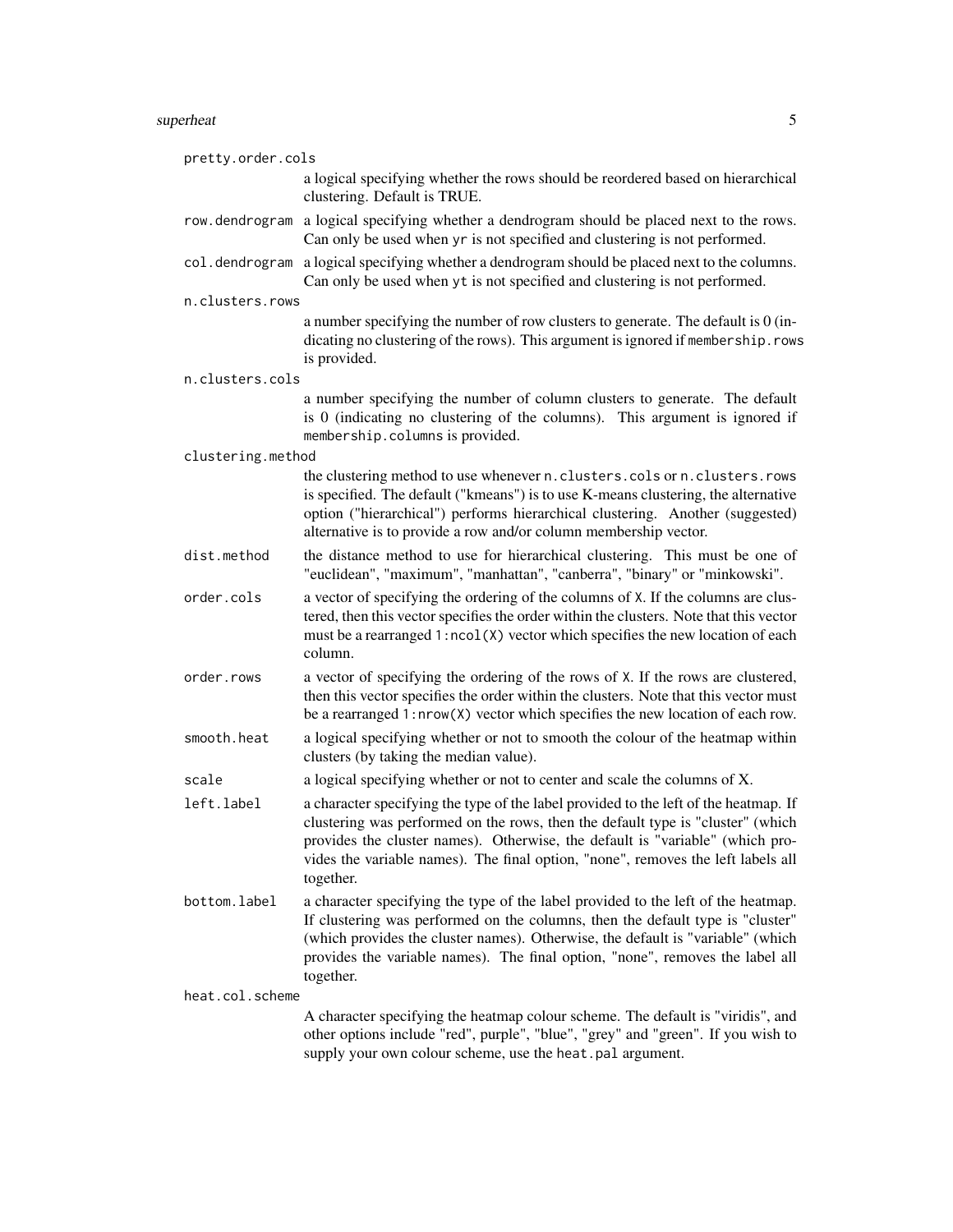`pretty.order.cols`
: a logical specifying whether the rows should be reordered based on hierarchical clustering. Default is TRUE.

`row.dendrogram`
: a logical specifying whether a dendrogram should be placed next to the rows. Can only be used when `yr` is not specified and clustering is not performed.

`col.dendrogram`
: a logical specifying whether a dendrogram should be placed next to the columns. Can only be used when `yt` is not specified and clustering is not performed.

`n.clusters.rows`
: a number specifying the number of row clusters to generate. The default is 0 (indicating no clustering of the rows). This argument is ignored if `membership.rows` is provided.

`n.clusters.cols`
: a number specifying the number of column clusters to generate. The default is 0 (indicating no clustering of the columns). This argument is ignored if `membership.columns` is provided.

`clustering.method`
: the clustering method to use whenever `n.clusters.cols` or `n.clusters.rows` is specified. The default ("kmeans") is to use K-means clustering, the alternative option ("hierarchical") performs hierarchical clustering. Another (suggested) alternative is to provide a row and/or column membership vector.

`dist.method`
: the distance method to use for hierarchical clustering. This must be one of "euclidean", "maximum", "manhattan", "canberra", "binary" or "minkowski".

`order.cols`
: a vector of specifying the ordering of the columns of `X`. If the columns are clustered, then this vector specifies the order within the clusters. Note that this vector must be a rearranged `1:ncol(X)` vector which specifies the new location of each column.

`order.rows`
: a vector of specifying the ordering of the rows of `X`. If the rows are clustered, then this vector specifies the order within the clusters. Note that this vector must be a rearranged `1:nrow(X)` vector which specifies the new location of each row.

`smooth.heat`
: a logical specifying whether or not to smooth the colour of the heatmap within clusters (by taking the median value).

`scale`
: a logical specifying whether or not to center and scale the columns of X.

`left.label`
: a character specifying the type of the label provided to the left of the heatmap. If clustering was performed on the rows, then the default type is "cluster" (which provides the cluster names). Otherwise, the default is "variable" (which provides the variable names). The final option, "none", removes the left labels all together.

`bottom.label`
: a character specifying the type of the label provided to the left of the heatmap. If clustering was performed on the columns, then the default type is "cluster" (which provides the cluster names). Otherwise, the default is "variable" (which provides the variable names). The final option, "none", removes the label all together.

`heat.col.scheme`
: A character specifying the heatmap colour scheme. The default is "viridis", and other options include "red", purple", "blue", "grey" and "green". If you wish to supply your own colour scheme, use the `heat.pal` argument.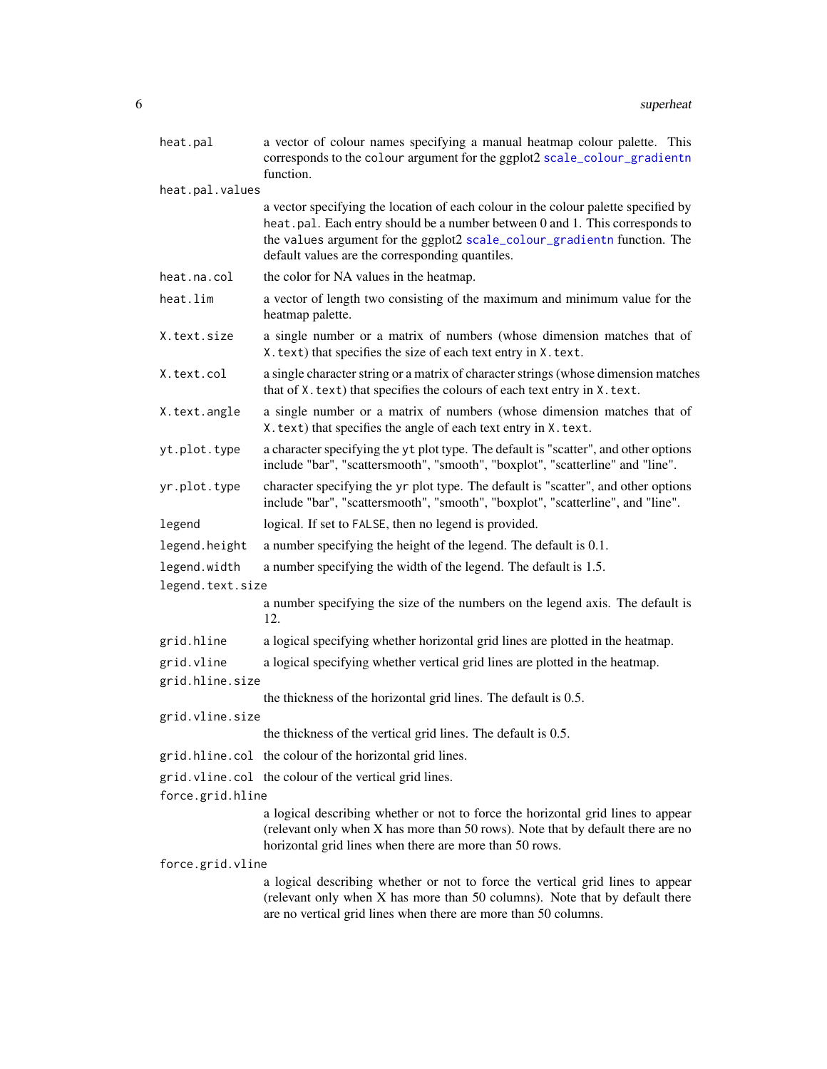| Argument | Description |
| --- | --- |
| `heat.pal` | a vector of colour names specifying a manual heatmap colour palette. This corresponds to the `colour` argument for the ggplot2 `scale_colour_gradientn` function. |
| `heat.pal.values` | a vector specifying the location of each colour in the colour palette specified by `heat.pal`. Each entry should be a number between 0 and 1. This corresponds to the `values` argument for the ggplot2 `scale_colour_gradientn` function. The default values are the corresponding quantiles. |
| `heat.na.col` | the color for NA values in the heatmap. |
| `heat.lim` | a vector of length two consisting of the maximum and minimum value for the heatmap palette. |
| `X.text.size` | a single number or a matrix of numbers (whose dimension matches that of `X.text`) that specifies the size of each text entry in `X.text`. |
| `X.text.col` | a single character string or a matrix of character strings (whose dimension matches that of `X.text`) that specifies the colours of each text entry in `X.text`. |
| `X.text.angle` | a single number or a matrix of numbers (whose dimension matches that of `X.text`) that specifies the angle of each text entry in `X.text`. |
| `yt.plot.type` | a character specifying the `yt` plot type. The default is "scatter", and other options include "bar", "scattersmooth", "smooth", "boxplot", "scatterline" and "line". |
| `yr.plot.type` | character specifying the `yr` plot type. The default is "scatter", and other options include "bar", "scattersmooth", "smooth", "boxplot", "scatterline", and "line". |
| `legend` | logical. If set to `FALSE`, then no legend is provided. |
| `legend.height` | a number specifying the height of the legend. The default is 0.1. |
| `legend.width` | a number specifying the width of the legend. The default is 1.5. |
| `legend.text.size` | a number specifying the size of the numbers on the legend axis. The default is 12. |
| `grid.hline` | a logical specifying whether horizontal grid lines are plotted in the heatmap. |
| `grid.vline` | a logical specifying whether vertical grid lines are plotted in the heatmap. |
| `grid.hline.size` | the thickness of the horizontal grid lines. The default is 0.5. |
| `grid.vline.size` | the thickness of the vertical grid lines. The default is 0.5. |
| `grid.hline.col` | the colour of the horizontal grid lines. |
| `grid.vline.col` | the colour of the vertical grid lines. |
| `force.grid.hline` | a logical describing whether or not to force the horizontal grid lines to appear (relevant only when X has more than 50 rows). Note that by default there are no horizontal grid lines when there are more than 50 rows. |
| `force.grid.vline` | a logical describing whether or not to force the vertical grid lines to appear (relevant only when X has more than 50 columns). Note that by default there are no vertical grid lines when there are more than 50 columns. |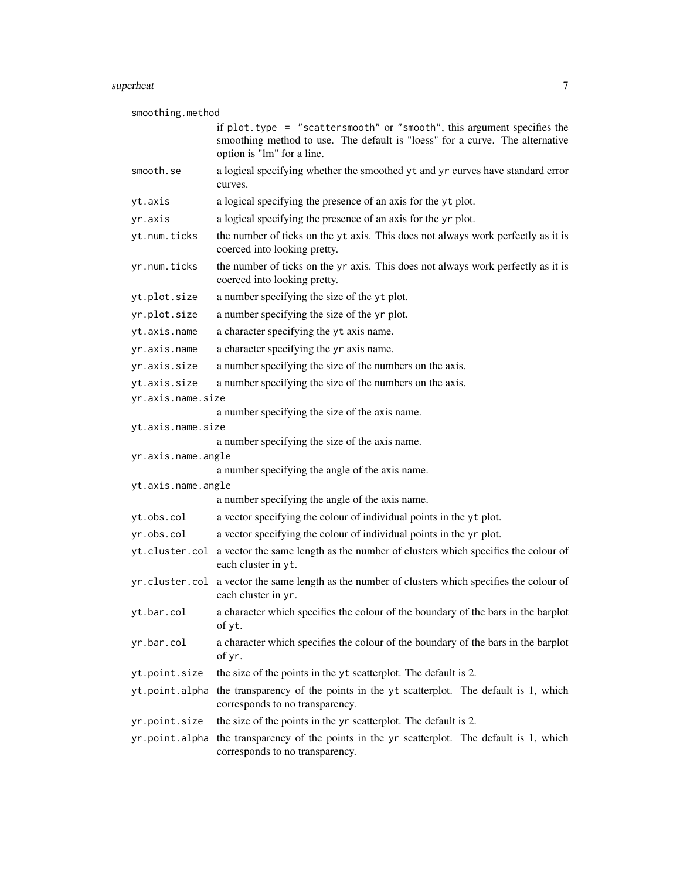`smoothing.method`
: if `plot.type = "scattersmooth"` or `"smooth"`, this argument specifies the smoothing method to use. The default is "loess" for a curve. The alternative option is "lm" for a line.

`smooth.se`
: a logical specifying whether the smoothed `yt` and `yr` curves have standard error curves.

`yt.axis`
: a logical specifying the presence of an axis for the `yt` plot.

`yr.axis`
: a logical specifying the presence of an axis for the `yr` plot.

`yt.num.ticks`
: the number of ticks on the `yt` axis. This does not always work perfectly as it is coerced into looking pretty.

`yr.num.ticks`
: the number of ticks on the `yr` axis. This does not always work perfectly as it is coerced into looking pretty.

`yt.plot.size`
: a number specifying the size of the `yt` plot.

`yr.plot.size`
: a number specifying the size of the `yr` plot.

`yt.axis.name`
: a character specifying the `yt` axis name.

`yr.axis.name`
: a character specifying the `yr` axis name.

`yr.axis.size`
: a number specifying the size of the numbers on the axis.

`yt.axis.size`
: a number specifying the size of the numbers on the axis.

`yr.axis.name.size`
: a number specifying the size of the axis name.

`yt.axis.name.size`
: a number specifying the size of the axis name.

`yr.axis.name.angle`
: a number specifying the angle of the axis name.

`yt.axis.name.angle`
: a number specifying the angle of the axis name.

`yt.obs.col`
: a vector specifying the colour of individual points in the `yt` plot.

`yr.obs.col`
: a vector specifying the colour of individual points in the `yr` plot.

`yt.cluster.col`
: a vector the same length as the number of clusters which specifies the colour of each cluster in `yt`.

`yr.cluster.col`
: a vector the same length as the number of clusters which specifies the colour of each cluster in `yr`.

`yt.bar.col`
: a character which specifies the colour of the boundary of the bars in the barplot of `yt`.

`yr.bar.col`
: a character which specifies the colour of the boundary of the bars in the barplot of `yr`.

`yt.point.size`
: the size of the points in the `yt` scatterplot. The default is 2.

`yt.point.alpha`
: the transparency of the points in the `yt` scatterplot. The default is 1, which corresponds to no transparency.

`yr.point.size`
: the size of the points in the `yr` scatterplot. The default is 2.

`yr.point.alpha`
: the transparency of the points in the `yr` scatterplot. The default is 1, which corresponds to no transparency.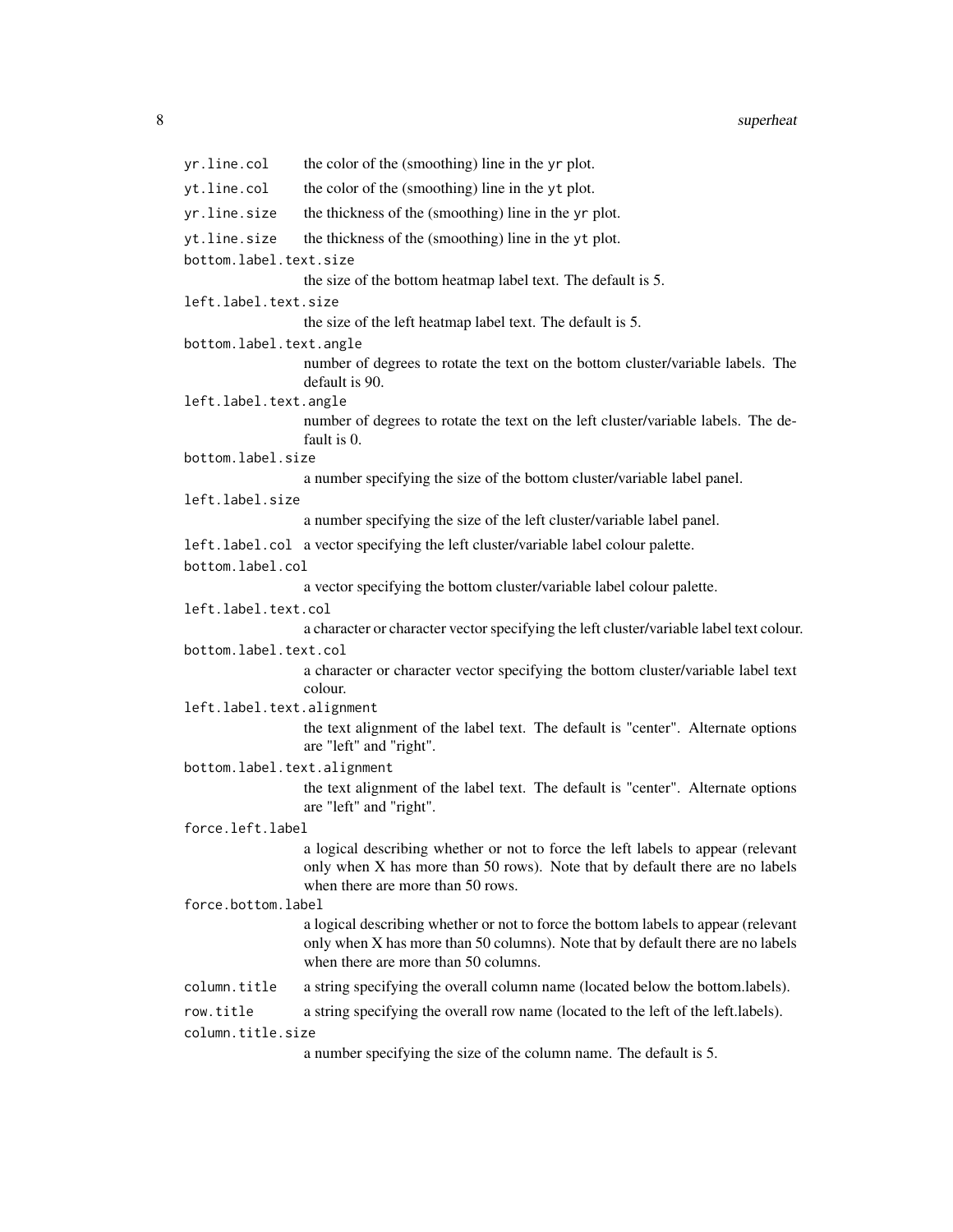`yr.line.col` the color of the (smoothing) line in the `yr` plot.

`yt.line.col` the color of the (smoothing) line in the `yt` plot.

`yr.line.size` the thickness of the (smoothing) line in the `yr` plot.

`yt.line.size` the thickness of the (smoothing) line in the `yt` plot.

`bottom.label.text.size`
the size of the bottom heatmap label text. The default is 5.

`left.label.text.size`
the size of the left heatmap label text. The default is 5.

`bottom.label.text.angle`
number of degrees to rotate the text on the bottom cluster/variable labels. The default is 90.

`left.label.text.angle`
number of degrees to rotate the text on the left cluster/variable labels. The default is 0.

`bottom.label.size`
a number specifying the size of the bottom cluster/variable label panel.

`left.label.size`
a number specifying the size of the left cluster/variable label panel.

`left.label.col` a vector specifying the left cluster/variable label colour palette.

`bottom.label.col`
a vector specifying the bottom cluster/variable label colour palette.

`left.label.text.col`
a character or character vector specifying the left cluster/variable label text colour.

`bottom.label.text.col`
a character or character vector specifying the bottom cluster/variable label text colour.

`left.label.text.alignment`
the text alignment of the label text. The default is "center". Alternate options are "left" and "right".

`bottom.label.text.alignment`
the text alignment of the label text. The default is "center". Alternate options are "left" and "right".

`force.left.label`
a logical describing whether or not to force the left labels to appear (relevant only when X has more than 50 rows). Note that by default there are no labels when there are more than 50 rows.

`force.bottom.label`
a logical describing whether or not to force the bottom labels to appear (relevant only when X has more than 50 columns). Note that by default there are no labels when there are more than 50 columns.

`column.title` a string specifying the overall column name (located below the bottom.labels).

`row.title` a string specifying the overall row name (located to the left of the left.labels).

`column.title.size`
a number specifying the size of the column name. The default is 5.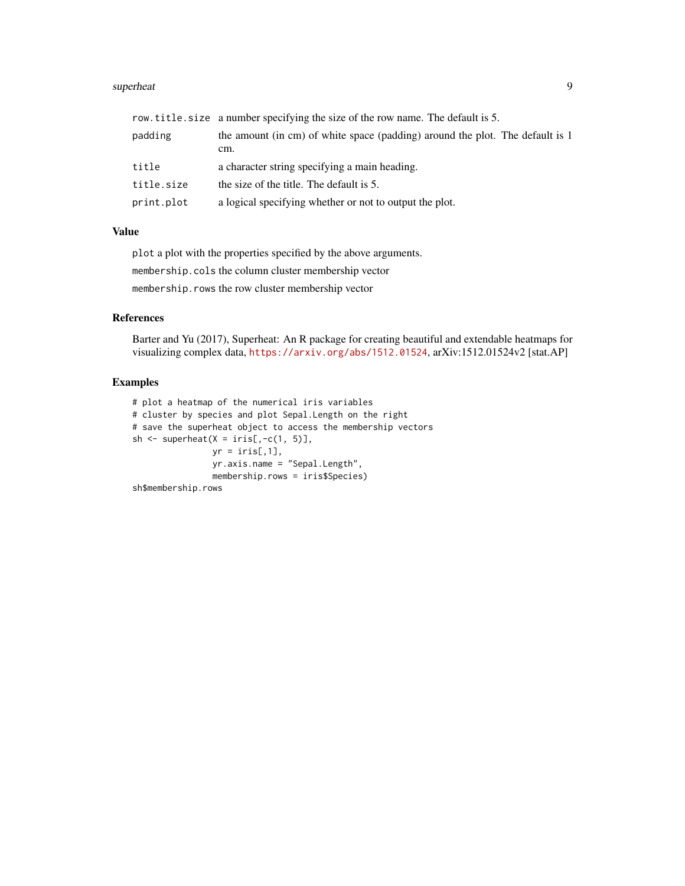| | |
|---|---|
| `row.title.size` | a number specifying the size of the row name. The default is 5. |
| `padding` | the amount (in cm) of white space (padding) around the plot. The default is 1 cm. |
| `title` | a character string specifying a main heading. |
| `title.size` | the size of the title. The default is 5. |
| `print.plot` | a logical specifying whether or not to output the plot. |

## Value

`plot` a plot with the properties specified by the above arguments.

`membership.cols` the column cluster membership vector

`membership.rows` the row cluster membership vector

## References

Barter and Yu (2017), Superheat: An R package for creating beautiful and extendable heatmaps for visualizing complex data, https://arxiv.org/abs/1512.01524, arXiv:1512.01524v2 [stat.AP]

## Examples

```
# plot a heatmap of the numerical iris variables
# cluster by species and plot Sepal.Length on the right
# save the superheat object to access the membership vectors
sh <- superheat(X = iris[,-c(1, 5)],
                yr = iris[,1],
                yr.axis.name = "Sepal.Length",
                membership.rows = iris$Species)
sh$membership.rows
```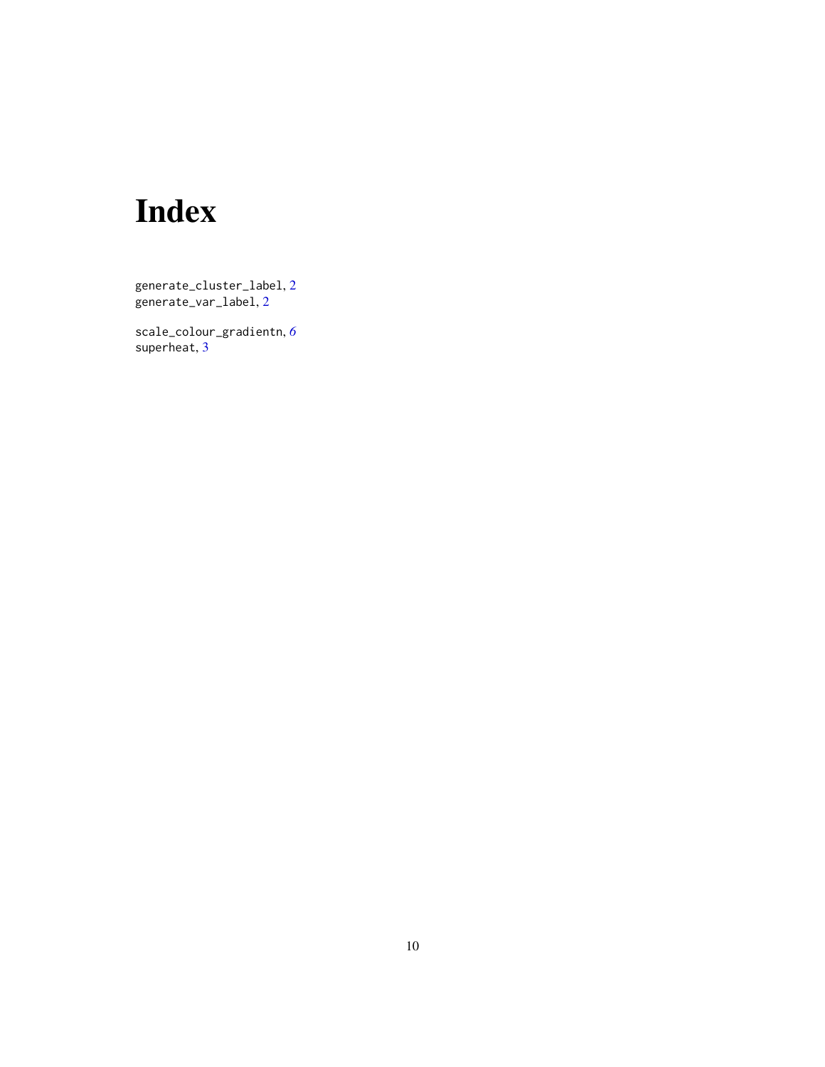# Index

generate_cluster_label, 2
generate_var_label, 2

scale_colour_gradientn, *6*
superheat, 3